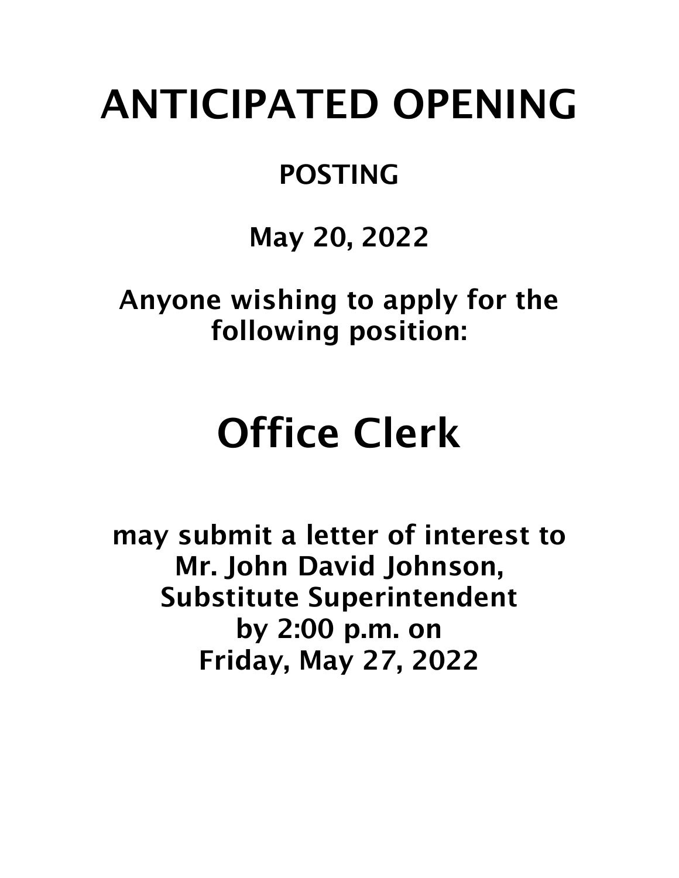# ANTICIPATED OPENING

## POSTING

## May 20, 2022

**Anyone wishing to apply for the following position:**

# Office Clerk

**may submit a letter of interest to**
**Mr. John David Johnson,**
**Substitute Superintendent**
**by 2:00 p.m. on**
**Friday, May 27, 2022**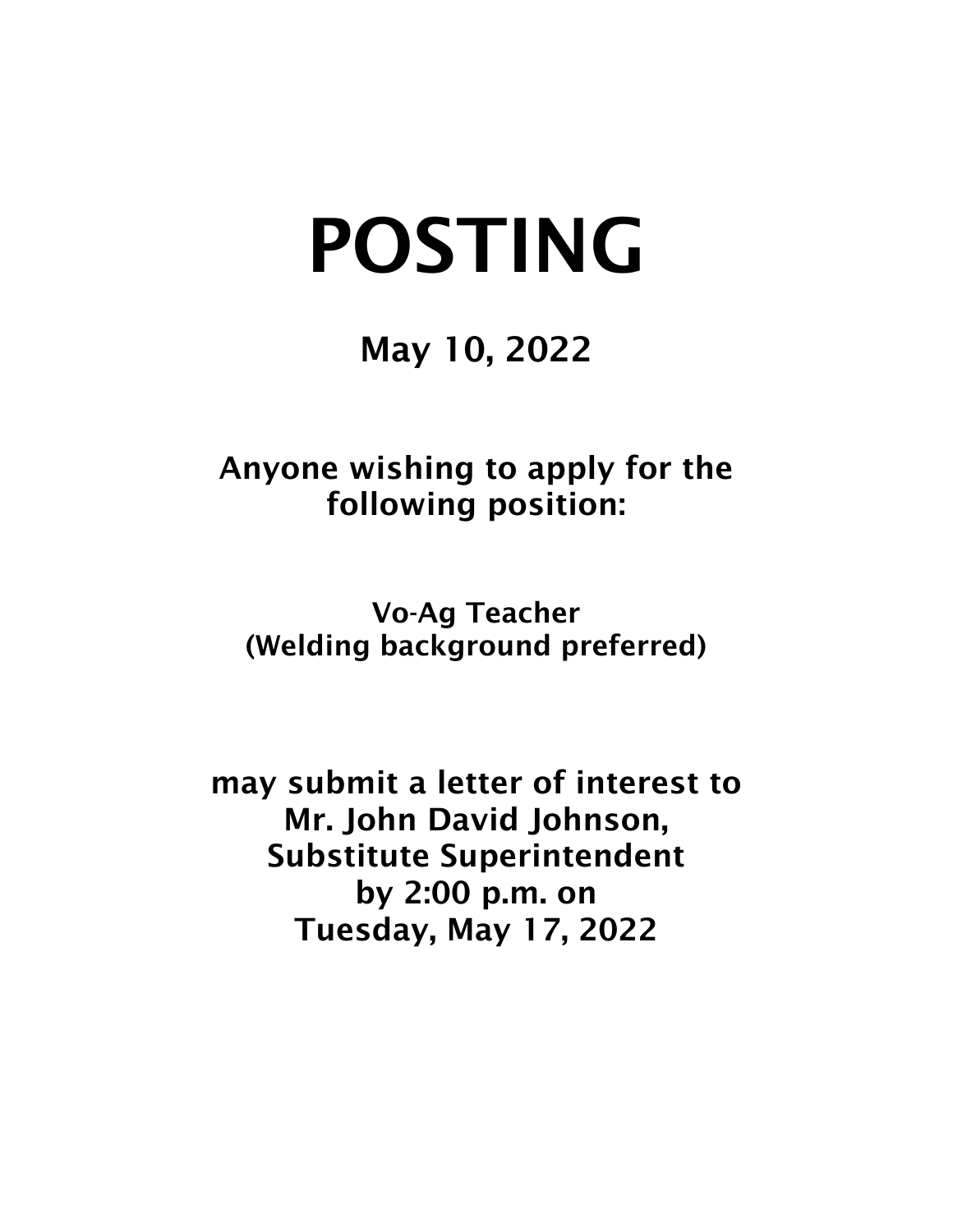# POSTING

**May 10, 2022**

**Anyone wishing to apply for the following position:**

**Vo-Ag Teacher**
**(Welding background preferred)**

**may submit a letter of interest to**
**Mr. John David Johnson,**
**Substitute Superintendent**
**by 2:00 p.m. on**
**Tuesday, May 17, 2022**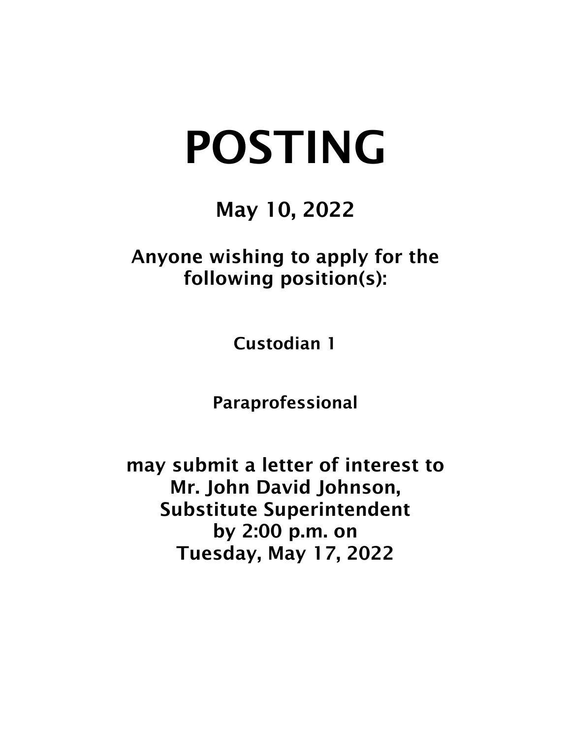# POSTING

**May 10, 2022**

**Anyone wishing to apply for the following position(s):**

**Custodian 1**

**Paraprofessional**

**may submit a letter of interest to Mr. John David Johnson, Substitute Superintendent by 2:00 p.m. on Tuesday, May 17, 2022**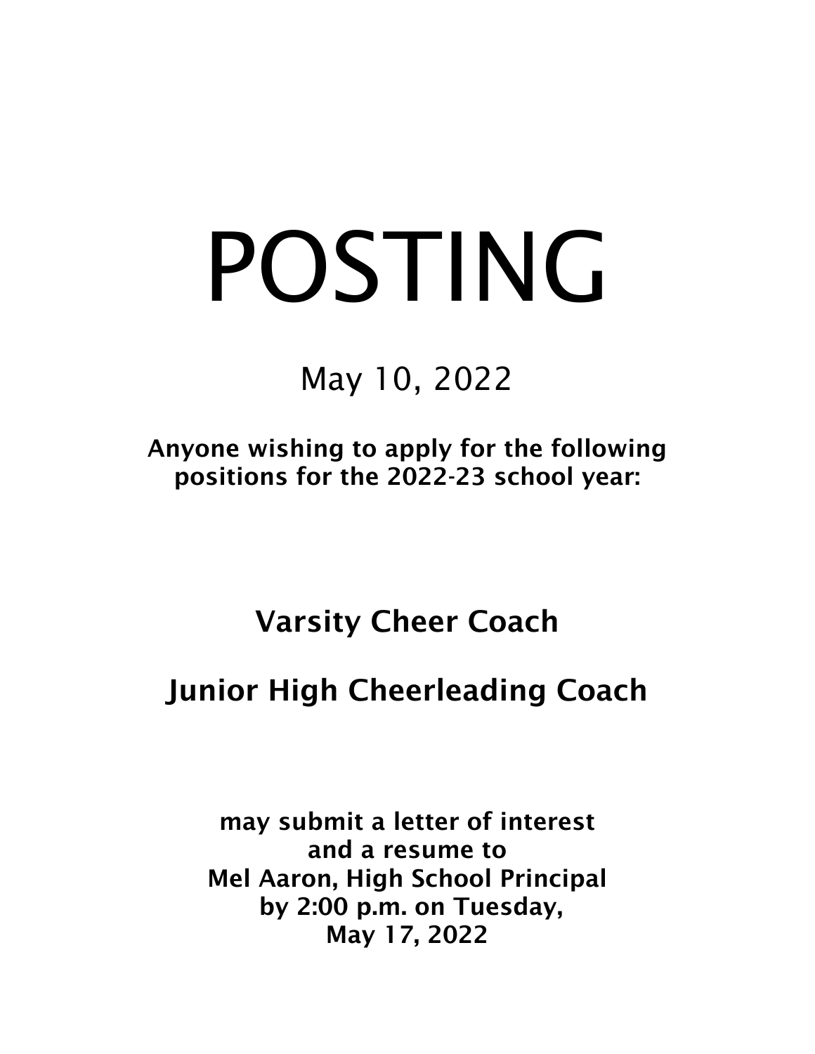# POSTING

May 10, 2022

**Anyone wishing to apply for the following positions for the 2022-23 school year:**

## Varsity Cheer Coach

## Junior High Cheerleading Coach

**may submit a letter of interest and a resume to Mel Aaron, High School Principal by 2:00 p.m. on Tuesday, May 17, 2022**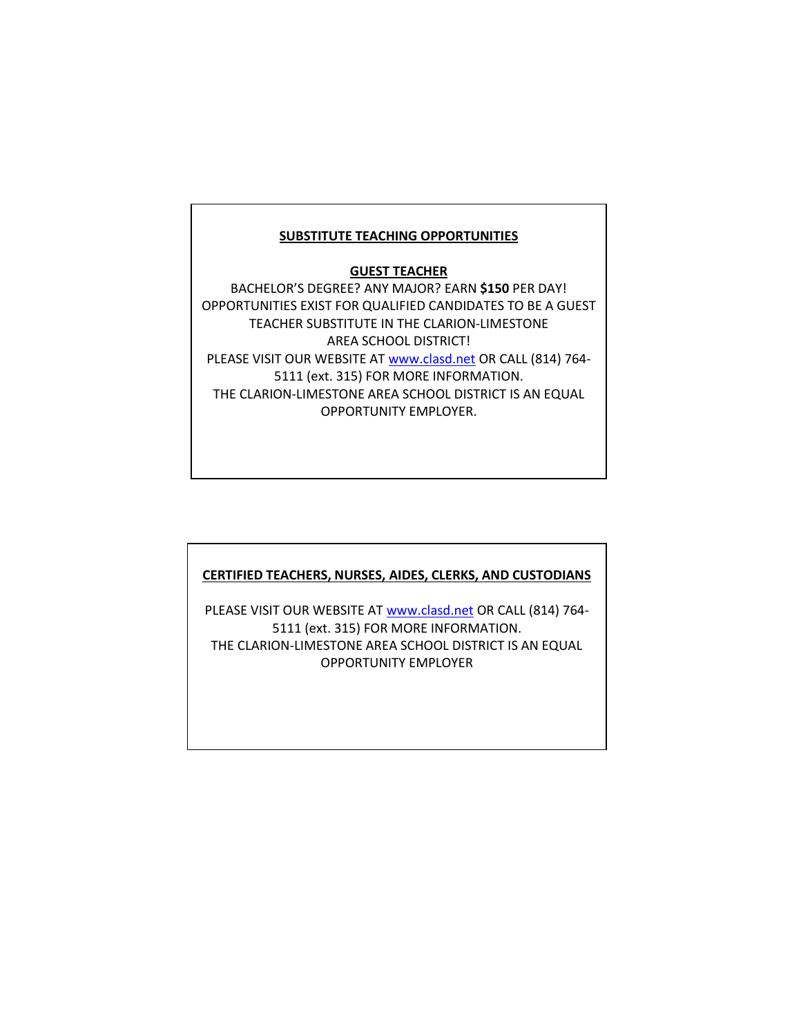**SUBSTITUTE TEACHING OPPORTUNITIES**

**GUEST TEACHER**

BACHELOR'S DEGREE? ANY MAJOR? EARN **$150** PER DAY!
OPPORTUNITIES EXIST FOR QUALIFIED CANDIDATES TO BE A GUEST TEACHER SUBSTITUTE IN THE CLARION-LIMESTONE AREA SCHOOL DISTRICT!
PLEASE VISIT OUR WEBSITE AT www.clasd.net OR CALL (814) 764-5111 (ext. 315) FOR MORE INFORMATION.
THE CLARION-LIMESTONE AREA SCHOOL DISTRICT IS AN EQUAL OPPORTUNITY EMPLOYER.

**CERTIFIED TEACHERS, NURSES, AIDES, CLERKS, AND CUSTODIANS**

PLEASE VISIT OUR WEBSITE AT www.clasd.net OR CALL (814) 764-5111 (ext. 315) FOR MORE INFORMATION.
THE CLARION-LIMESTONE AREA SCHOOL DISTRICT IS AN EQUAL OPPORTUNITY EMPLOYER